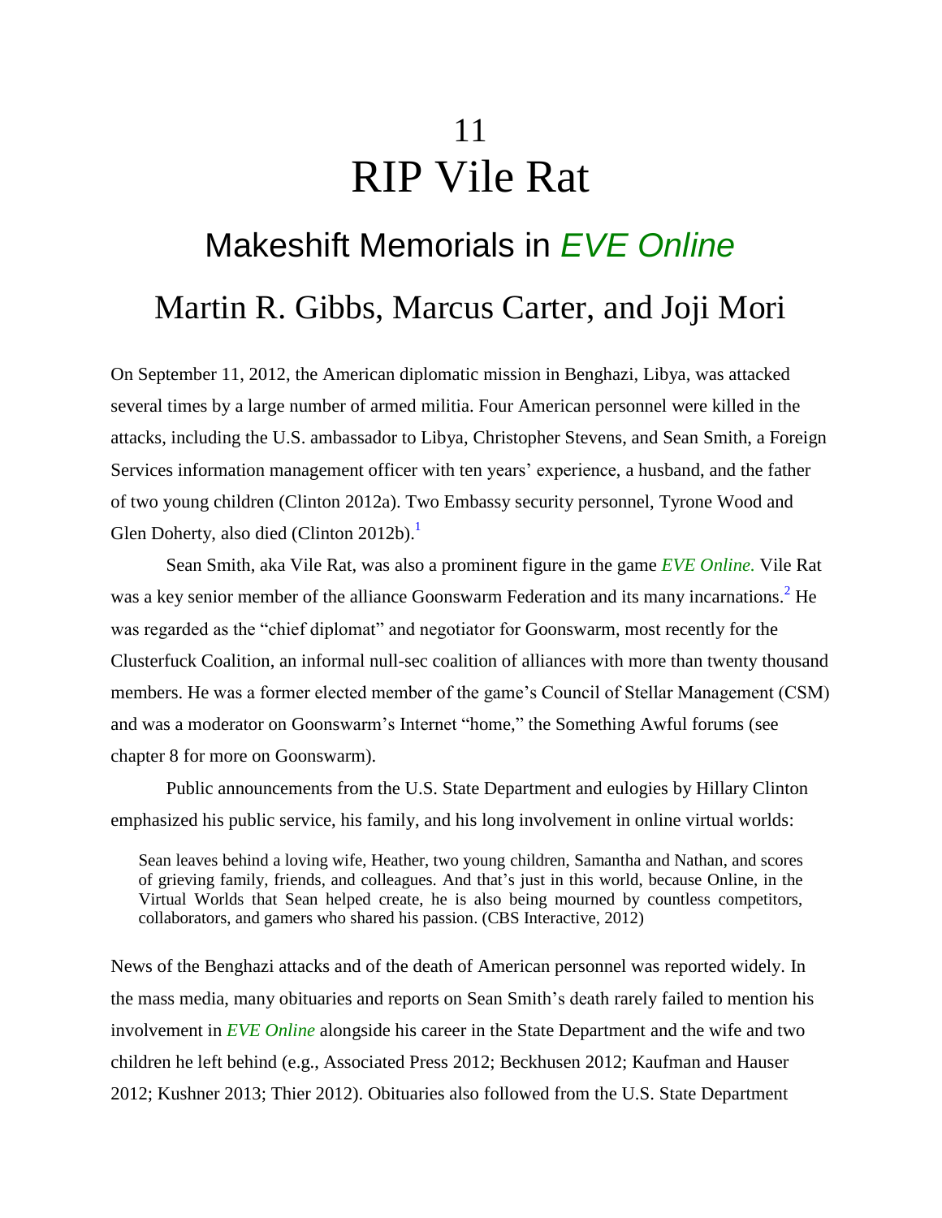# 11
# RIP Vile Rat

## Makeshift Memorials in *EVE Online*

## Martin R. Gibbs, Marcus Carter, and Joji Mori

On September 11, 2012, the American diplomatic mission in Benghazi, Libya, was attacked several times by a large number of armed militia. Four American personnel were killed in the attacks, including the U.S. ambassador to Libya, Christopher Stevens, and Sean Smith, a Foreign Services information management officer with ten years' experience, a husband, and the father of two young children (Clinton 2012a). Two Embassy security personnel, Tyrone Wood and Glen Doherty, also died (Clinton 2012b).[1]

Sean Smith, aka Vile Rat, was also a prominent figure in the game *EVE Online.* Vile Rat was a key senior member of the alliance Goonswarm Federation and its many incarnations.[2] He was regarded as the "chief diplomat" and negotiator for Goonswarm, most recently for the Clusterfuck Coalition, an informal null-sec coalition of alliances with more than twenty thousand members. He was a former elected member of the game's Council of Stellar Management (CSM) and was a moderator on Goonswarm's Internet "home," the Something Awful forums (see chapter 8 for more on Goonswarm).

Public announcements from the U.S. State Department and eulogies by Hillary Clinton emphasized his public service, his family, and his long involvement in online virtual worlds:

> Sean leaves behind a loving wife, Heather, two young children, Samantha and Nathan, and scores of grieving family, friends, and colleagues. And that's just in this world, because Online, in the Virtual Worlds that Sean helped create, he is also being mourned by countless competitors, collaborators, and gamers who shared his passion. (CBS Interactive, 2012)

News of the Benghazi attacks and of the death of American personnel was reported widely. In the mass media, many obituaries and reports on Sean Smith's death rarely failed to mention his involvement in *EVE Online* alongside his career in the State Department and the wife and two children he left behind (e.g., Associated Press 2012; Beckhusen 2012; Kaufman and Hauser 2012; Kushner 2013; Thier 2012). Obituaries also followed from the U.S. State Department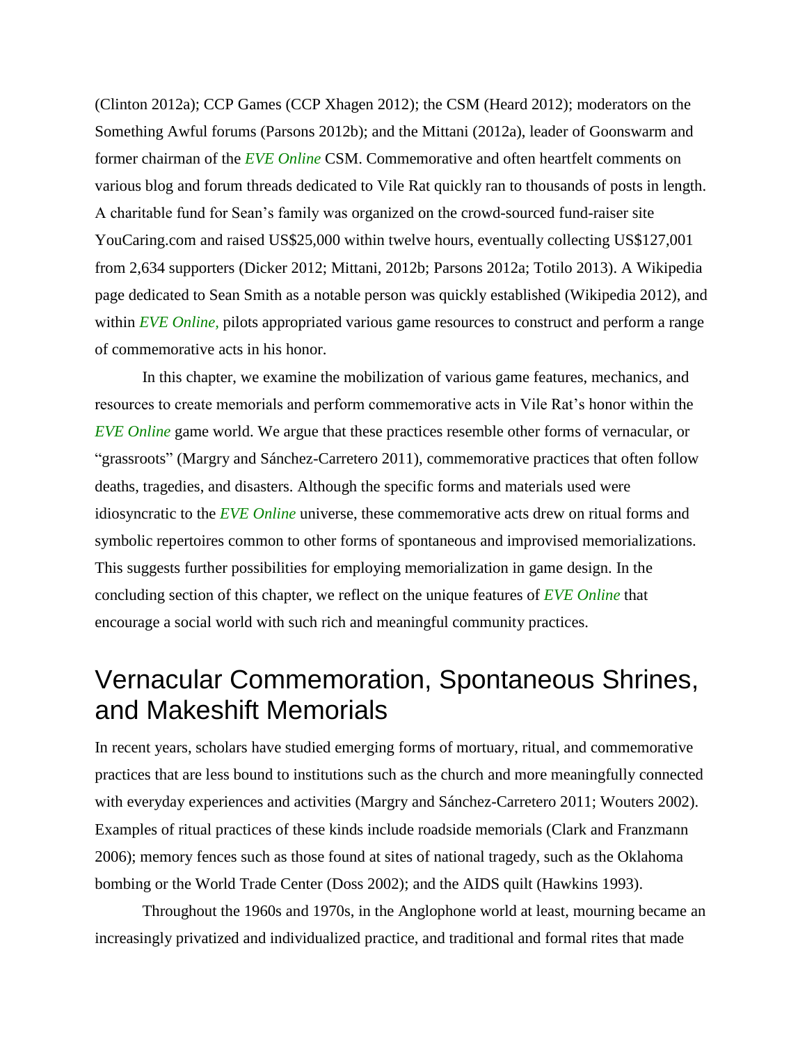(Clinton 2012a); CCP Games (CCP Xhagen 2012); the CSM (Heard 2012); moderators on the Something Awful forums (Parsons 2012b); and the Mittani (2012a), leader of Goonswarm and former chairman of the *EVE Online* CSM. Commemorative and often heartfelt comments on various blog and forum threads dedicated to Vile Rat quickly ran to thousands of posts in length. A charitable fund for Sean's family was organized on the crowd-sourced fund-raiser site YouCaring.com and raised US$25,000 within twelve hours, eventually collecting US$127,001 from 2,634 supporters (Dicker 2012; Mittani, 2012b; Parsons 2012a; Totilo 2013). A Wikipedia page dedicated to Sean Smith as a notable person was quickly established (Wikipedia 2012), and within *EVE Online,* pilots appropriated various game resources to construct and perform a range of commemorative acts in his honor.

In this chapter, we examine the mobilization of various game features, mechanics, and resources to create memorials and perform commemorative acts in Vile Rat's honor within the *EVE Online* game world. We argue that these practices resemble other forms of vernacular, or "grassroots" (Margry and Sánchez-Carretero 2011), commemorative practices that often follow deaths, tragedies, and disasters. Although the specific forms and materials used were idiosyncratic to the *EVE Online* universe, these commemorative acts drew on ritual forms and symbolic repertoires common to other forms of spontaneous and improvised memorializations. This suggests further possibilities for employing memorialization in game design. In the concluding section of this chapter, we reflect on the unique features of *EVE Online* that encourage a social world with such rich and meaningful community practices.

## Vernacular Commemoration, Spontaneous Shrines, and Makeshift Memorials

In recent years, scholars have studied emerging forms of mortuary, ritual, and commemorative practices that are less bound to institutions such as the church and more meaningfully connected with everyday experiences and activities (Margry and Sánchez-Carretero 2011; Wouters 2002). Examples of ritual practices of these kinds include roadside memorials (Clark and Franzmann 2006); memory fences such as those found at sites of national tragedy, such as the Oklahoma bombing or the World Trade Center (Doss 2002); and the AIDS quilt (Hawkins 1993).

Throughout the 1960s and 1970s, in the Anglophone world at least, mourning became an increasingly privatized and individualized practice, and traditional and formal rites that made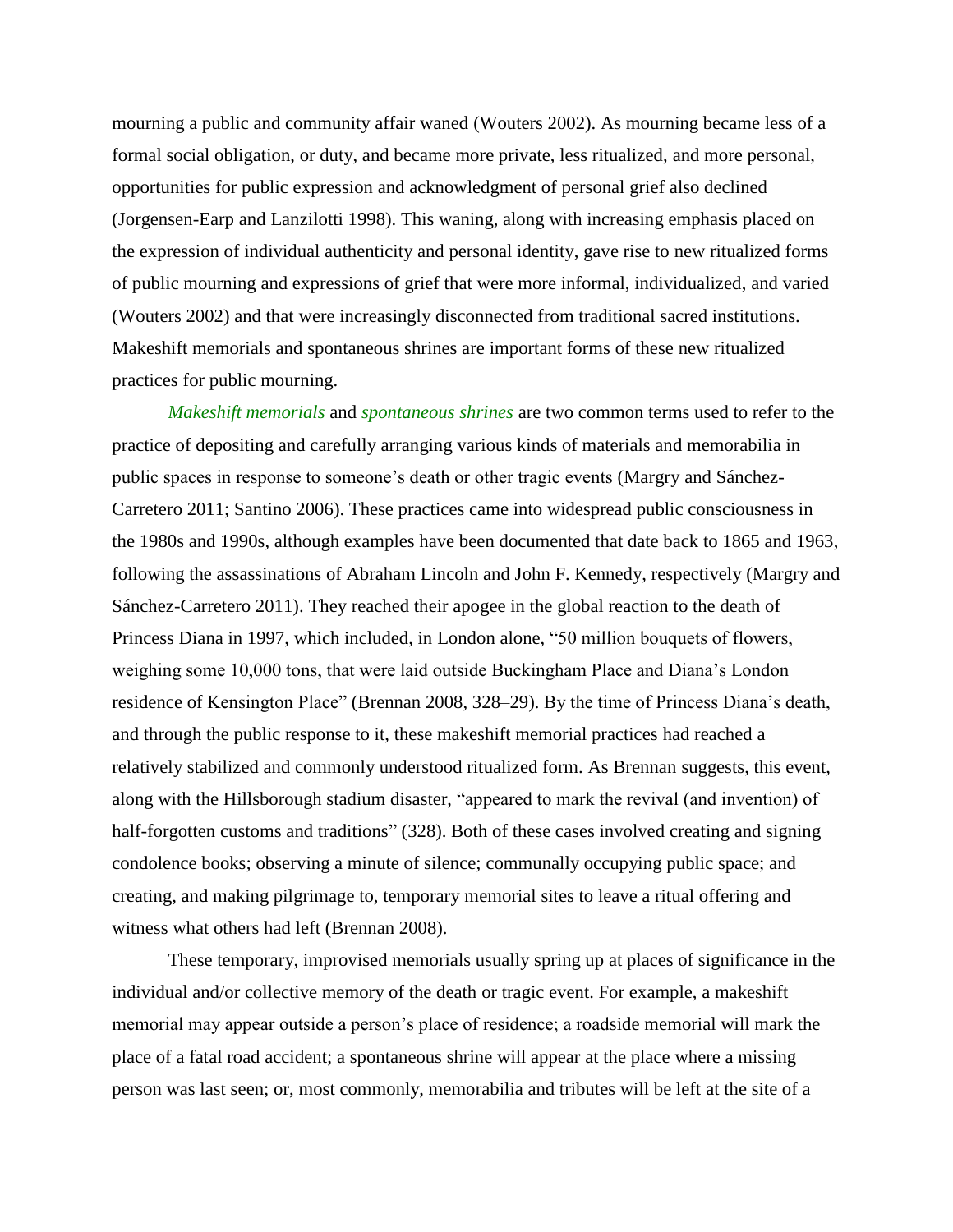mourning a public and community affair waned (Wouters 2002). As mourning became less of a formal social obligation, or duty, and became more private, less ritualized, and more personal, opportunities for public expression and acknowledgment of personal grief also declined (Jorgensen-Earp and Lanzilotti 1998). This waning, along with increasing emphasis placed on the expression of individual authenticity and personal identity, gave rise to new ritualized forms of public mourning and expressions of grief that were more informal, individualized, and varied (Wouters 2002) and that were increasingly disconnected from traditional sacred institutions. Makeshift memorials and spontaneous shrines are important forms of these new ritualized practices for public mourning.

*Makeshift memorials* and *spontaneous shrines* are two common terms used to refer to the practice of depositing and carefully arranging various kinds of materials and memorabilia in public spaces in response to someone's death or other tragic events (Margry and Sánchez-Carretero 2011; Santino 2006). These practices came into widespread public consciousness in the 1980s and 1990s, although examples have been documented that date back to 1865 and 1963, following the assassinations of Abraham Lincoln and John F. Kennedy, respectively (Margry and Sánchez-Carretero 2011). They reached their apogee in the global reaction to the death of Princess Diana in 1997, which included, in London alone, "50 million bouquets of flowers, weighing some 10,000 tons, that were laid outside Buckingham Place and Diana's London residence of Kensington Place" (Brennan 2008, 328–29). By the time of Princess Diana's death, and through the public response to it, these makeshift memorial practices had reached a relatively stabilized and commonly understood ritualized form. As Brennan suggests, this event, along with the Hillsborough stadium disaster, "appeared to mark the revival (and invention) of half-forgotten customs and traditions" (328). Both of these cases involved creating and signing condolence books; observing a minute of silence; communally occupying public space; and creating, and making pilgrimage to, temporary memorial sites to leave a ritual offering and witness what others had left (Brennan 2008).

These temporary, improvised memorials usually spring up at places of significance in the individual and/or collective memory of the death or tragic event. For example, a makeshift memorial may appear outside a person's place of residence; a roadside memorial will mark the place of a fatal road accident; a spontaneous shrine will appear at the place where a missing person was last seen; or, most commonly, memorabilia and tributes will be left at the site of a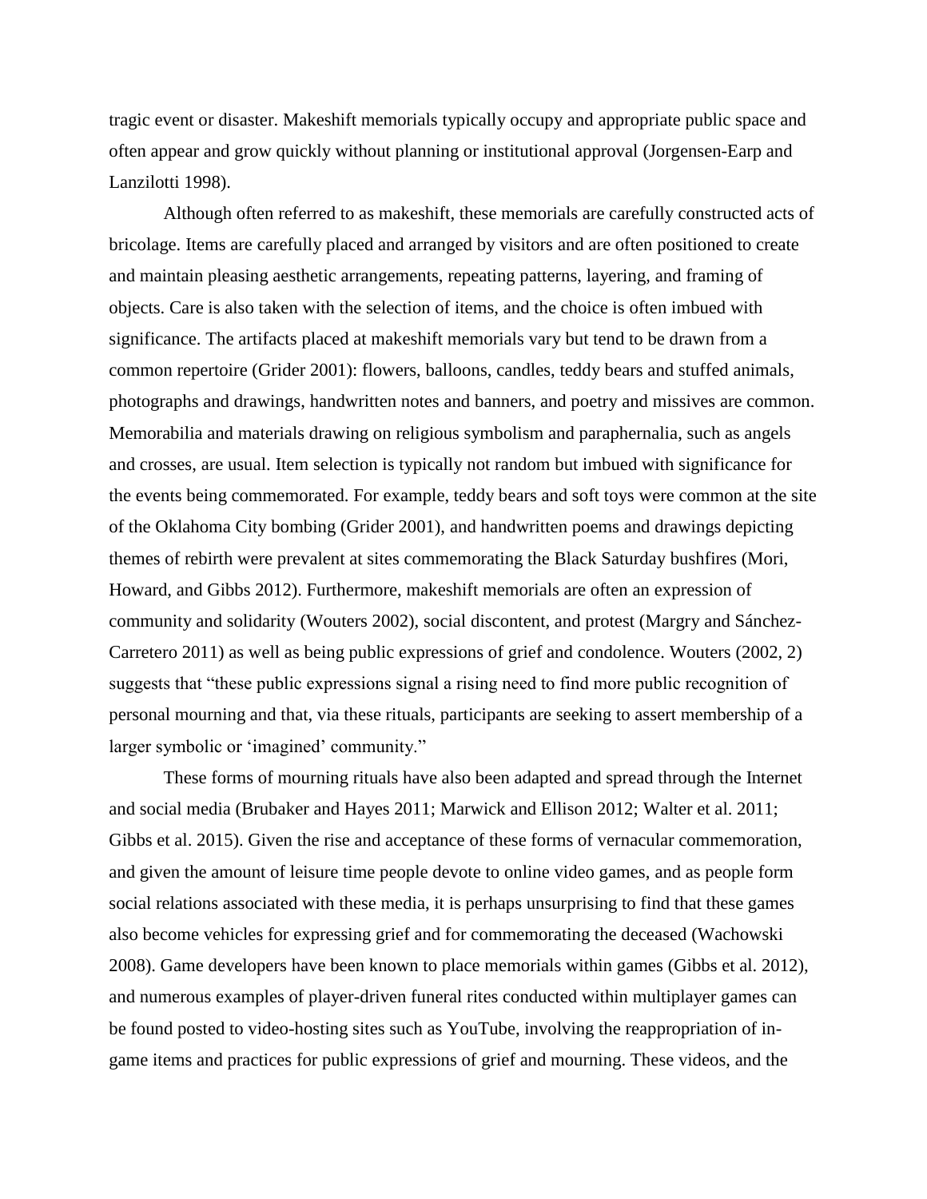tragic event or disaster. Makeshift memorials typically occupy and appropriate public space and often appear and grow quickly without planning or institutional approval (Jorgensen-Earp and Lanzilotti 1998).

Although often referred to as makeshift, these memorials are carefully constructed acts of bricolage. Items are carefully placed and arranged by visitors and are often positioned to create and maintain pleasing aesthetic arrangements, repeating patterns, layering, and framing of objects. Care is also taken with the selection of items, and the choice is often imbued with significance. The artifacts placed at makeshift memorials vary but tend to be drawn from a common repertoire (Grider 2001): flowers, balloons, candles, teddy bears and stuffed animals, photographs and drawings, handwritten notes and banners, and poetry and missives are common. Memorabilia and materials drawing on religious symbolism and paraphernalia, such as angels and crosses, are usual. Item selection is typically not random but imbued with significance for the events being commemorated. For example, teddy bears and soft toys were common at the site of the Oklahoma City bombing (Grider 2001), and handwritten poems and drawings depicting themes of rebirth were prevalent at sites commemorating the Black Saturday bushfires (Mori, Howard, and Gibbs 2012). Furthermore, makeshift memorials are often an expression of community and solidarity (Wouters 2002), social discontent, and protest (Margry and Sánchez-Carretero 2011) as well as being public expressions of grief and condolence. Wouters (2002, 2) suggests that "these public expressions signal a rising need to find more public recognition of personal mourning and that, via these rituals, participants are seeking to assert membership of a larger symbolic or 'imagined' community."

These forms of mourning rituals have also been adapted and spread through the Internet and social media (Brubaker and Hayes 2011; Marwick and Ellison 2012; Walter et al. 2011; Gibbs et al. 2015). Given the rise and acceptance of these forms of vernacular commemoration, and given the amount of leisure time people devote to online video games, and as people form social relations associated with these media, it is perhaps unsurprising to find that these games also become vehicles for expressing grief and for commemorating the deceased (Wachowski 2008). Game developers have been known to place memorials within games (Gibbs et al. 2012), and numerous examples of player-driven funeral rites conducted within multiplayer games can be found posted to video-hosting sites such as YouTube, involving the reappropriation of in-game items and practices for public expressions of grief and mourning. These videos, and the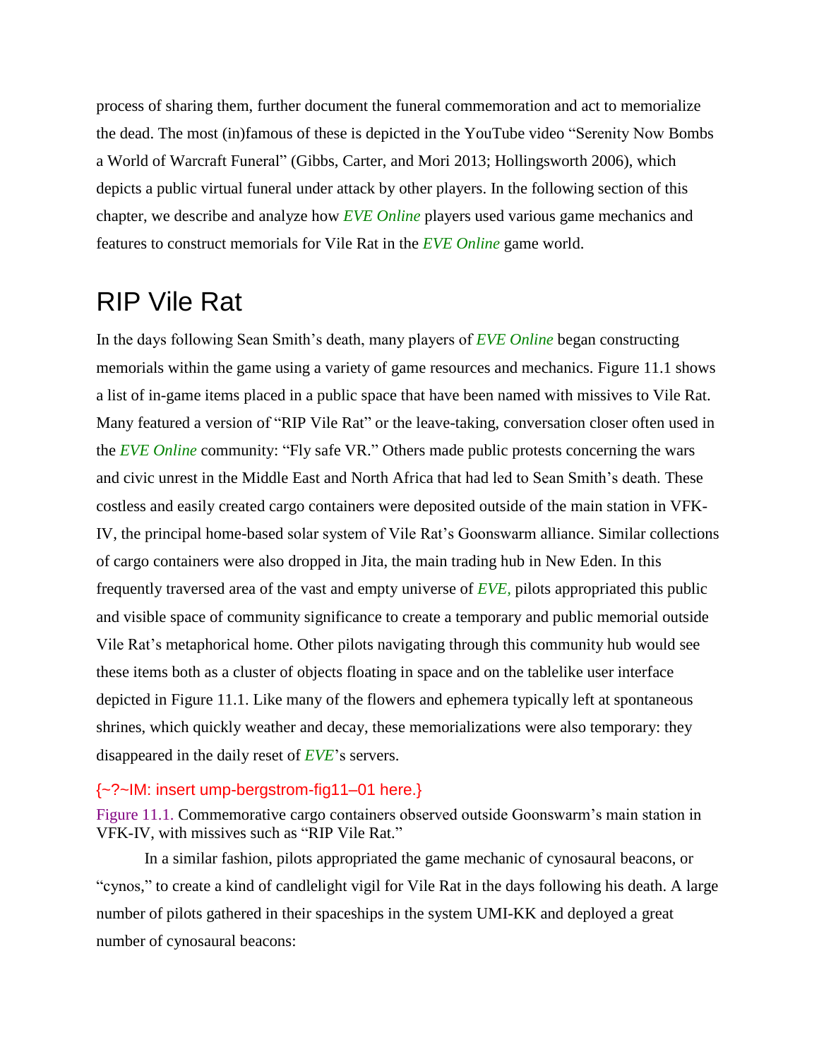process of sharing them, further document the funeral commemoration and act to memorialize the dead. The most (in)famous of these is depicted in the YouTube video "Serenity Now Bombs a World of Warcraft Funeral" (Gibbs, Carter, and Mori 2013; Hollingsworth 2006), which depicts a public virtual funeral under attack by other players. In the following section of this chapter, we describe and analyze how *EVE Online* players used various game mechanics and features to construct memorials for Vile Rat in the *EVE Online* game world.

## RIP Vile Rat

In the days following Sean Smith's death, many players of *EVE Online* began constructing memorials within the game using a variety of game resources and mechanics. Figure 11.1 shows a list of in-game items placed in a public space that have been named with missives to Vile Rat. Many featured a version of "RIP Vile Rat" or the leave-taking, conversation closer often used in the *EVE Online* community: "Fly safe VR." Others made public protests concerning the wars and civic unrest in the Middle East and North Africa that had led to Sean Smith's death. These costless and easily created cargo containers were deposited outside of the main station in VFK-IV, the principal home-based solar system of Vile Rat's Goonswarm alliance. Similar collections of cargo containers were also dropped in Jita, the main trading hub in New Eden. In this frequently traversed area of the vast and empty universe of *EVE,* pilots appropriated this public and visible space of community significance to create a temporary and public memorial outside Vile Rat's metaphorical home. Other pilots navigating through this community hub would see these items both as a cluster of objects floating in space and on the tablelike user interface depicted in Figure 11.1. Like many of the flowers and ephemera typically left at spontaneous shrines, which quickly weather and decay, these memorializations were also temporary: they disappeared in the daily reset of *EVE*'s servers.

{~?~IM: insert ump-bergstrom-fig11–01 here.}

Figure 11.1. Commemorative cargo containers observed outside Goonswarm's main station in VFK-IV, with missives such as "RIP Vile Rat."

In a similar fashion, pilots appropriated the game mechanic of cynosaural beacons, or "cynos," to create a kind of candlelight vigil for Vile Rat in the days following his death. A large number of pilots gathered in their spaceships in the system UMI-KK and deployed a great number of cynosaural beacons: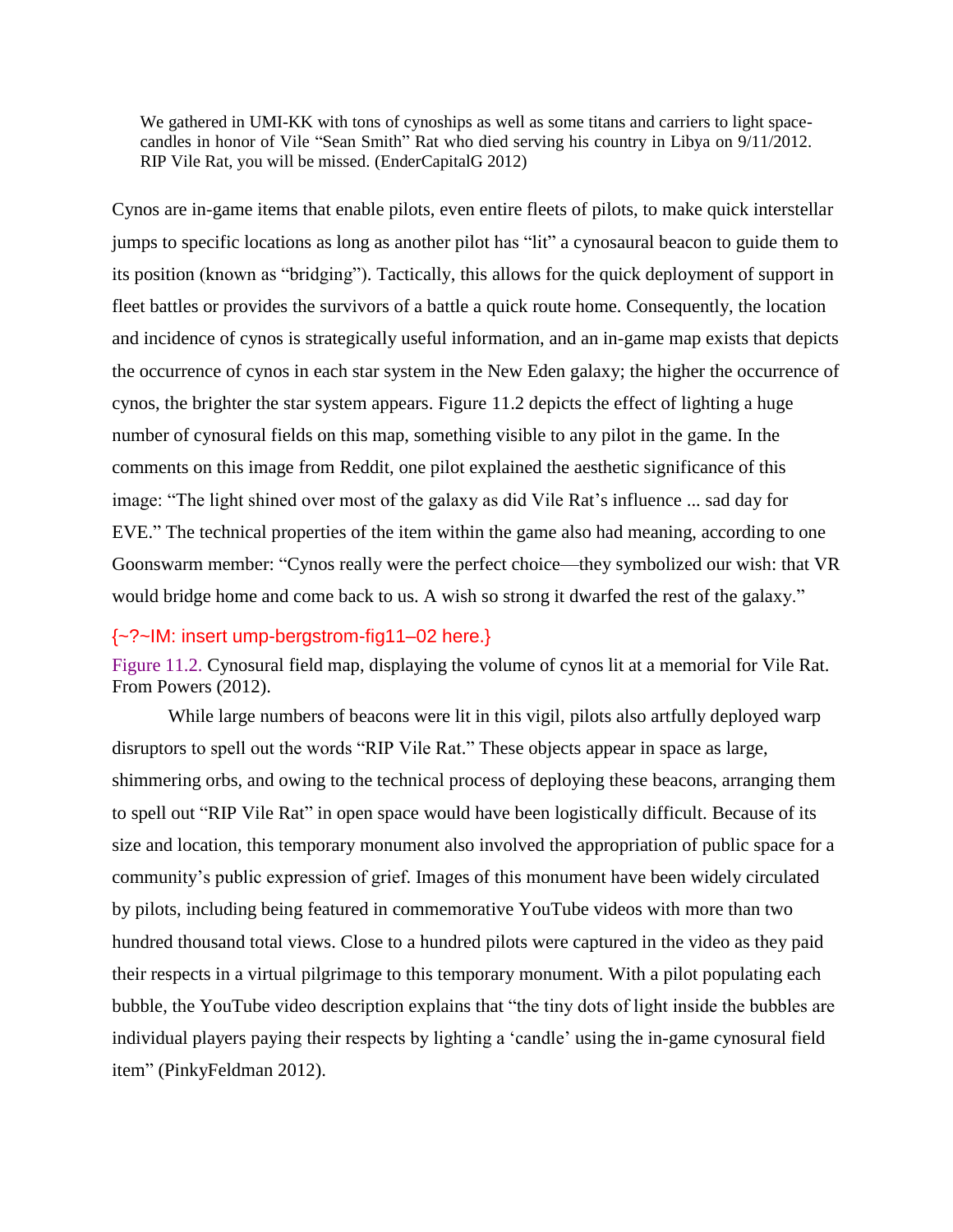> We gathered in UMI-KK with tons of cynoships as well as some titans and carriers to light space-candles in honor of Vile "Sean Smith" Rat who died serving his country in Libya on 9/11/2012. RIP Vile Rat, you will be missed. (EnderCapitalG 2012)

Cynos are in-game items that enable pilots, even entire fleets of pilots, to make quick interstellar jumps to specific locations as long as another pilot has "lit" a cynosaural beacon to guide them to its position (known as "bridging"). Tactically, this allows for the quick deployment of support in fleet battles or provides the survivors of a battle a quick route home. Consequently, the location and incidence of cynos is strategically useful information, and an in-game map exists that depicts the occurrence of cynos in each star system in the New Eden galaxy; the higher the occurrence of cynos, the brighter the star system appears. Figure 11.2 depicts the effect of lighting a huge number of cynosural fields on this map, something visible to any pilot in the game. In the comments on this image from Reddit, one pilot explained the aesthetic significance of this image: "The light shined over most of the galaxy as did Vile Rat's influence ... sad day for EVE." The technical properties of the item within the game also had meaning, according to one Goonswarm member: "Cynos really were the perfect choice—they symbolized our wish: that VR would bridge home and come back to us. A wish so strong it dwarfed the rest of the galaxy."

{~?~IM: insert ump-bergstrom-fig11–02 here.}

Figure 11.2. Cynosural field map, displaying the volume of cynos lit at a memorial for Vile Rat. From Powers (2012).

While large numbers of beacons were lit in this vigil, pilots also artfully deployed warp disruptors to spell out the words "RIP Vile Rat." These objects appear in space as large, shimmering orbs, and owing to the technical process of deploying these beacons, arranging them to spell out "RIP Vile Rat" in open space would have been logistically difficult. Because of its size and location, this temporary monument also involved the appropriation of public space for a community's public expression of grief. Images of this monument have been widely circulated by pilots, including being featured in commemorative YouTube videos with more than two hundred thousand total views. Close to a hundred pilots were captured in the video as they paid their respects in a virtual pilgrimage to this temporary monument. With a pilot populating each bubble, the YouTube video description explains that "the tiny dots of light inside the bubbles are individual players paying their respects by lighting a 'candle' using the in-game cynosural field item" (PinkyFeldman 2012).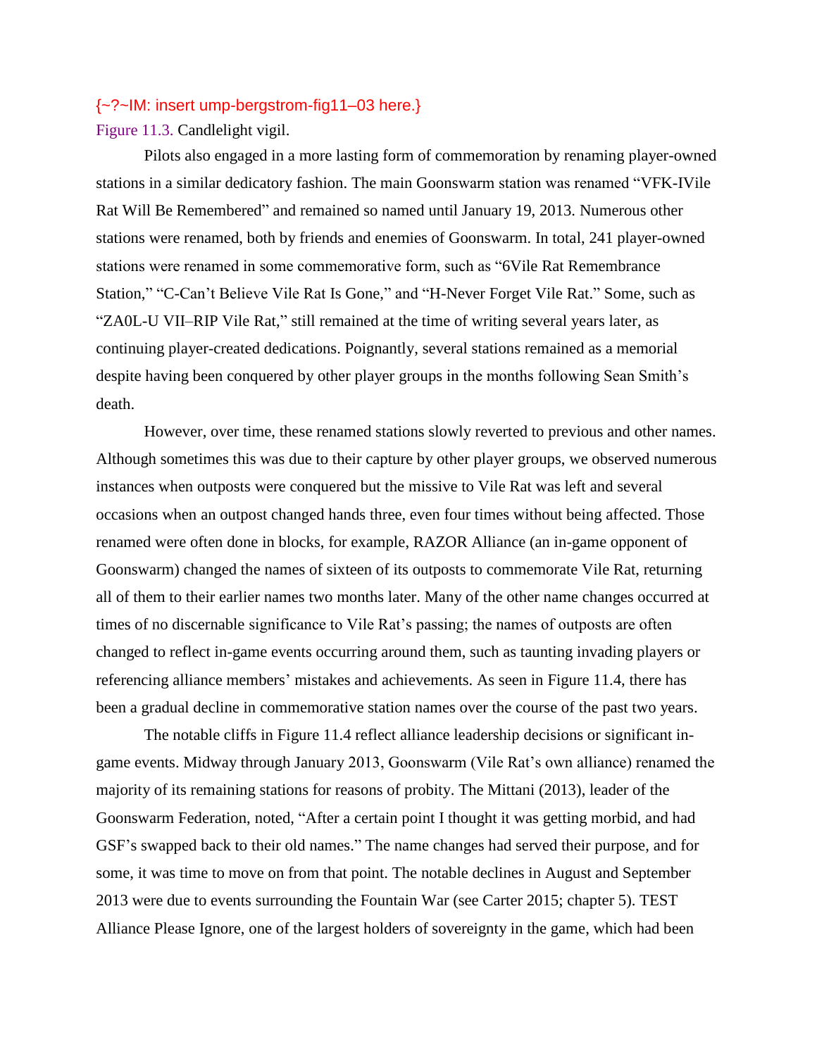{~?~IM: insert ump-bergstrom-fig11–03 here.}

Figure 11.3. Candlelight vigil.

Pilots also engaged in a more lasting form of commemoration by renaming player-owned stations in a similar dedicatory fashion. The main Goonswarm station was renamed “VFK-IVile Rat Will Be Remembered” and remained so named until January 19, 2013. Numerous other stations were renamed, both by friends and enemies of Goonswarm. In total, 241 player-owned stations were renamed in some commemorative form, such as “6Vile Rat Remembrance Station,” “C-Can’t Believe Vile Rat Is Gone,” and “H-Never Forget Vile Rat.” Some, such as “ZA0L-U VII–RIP Vile Rat,” still remained at the time of writing several years later, as continuing player-created dedications. Poignantly, several stations remained as a memorial despite having been conquered by other player groups in the months following Sean Smith’s death.

However, over time, these renamed stations slowly reverted to previous and other names. Although sometimes this was due to their capture by other player groups, we observed numerous instances when outposts were conquered but the missive to Vile Rat was left and several occasions when an outpost changed hands three, even four times without being affected. Those renamed were often done in blocks, for example, RAZOR Alliance (an in-game opponent of Goonswarm) changed the names of sixteen of its outposts to commemorate Vile Rat, returning all of them to their earlier names two months later. Many of the other name changes occurred at times of no discernable significance to Vile Rat’s passing; the names of outposts are often changed to reflect in-game events occurring around them, such as taunting invading players or referencing alliance members’ mistakes and achievements. As seen in Figure 11.4, there has been a gradual decline in commemorative station names over the course of the past two years.

The notable cliffs in Figure 11.4 reflect alliance leadership decisions or significant in-game events. Midway through January 2013, Goonswarm (Vile Rat’s own alliance) renamed the majority of its remaining stations for reasons of probity. The Mittani (2013), leader of the Goonswarm Federation, noted, “After a certain point I thought it was getting morbid, and had GSF’s swapped back to their old names.” The name changes had served their purpose, and for some, it was time to move on from that point. The notable declines in August and September 2013 were due to events surrounding the Fountain War (see Carter 2015; chapter 5). TEST Alliance Please Ignore, one of the largest holders of sovereignty in the game, which had been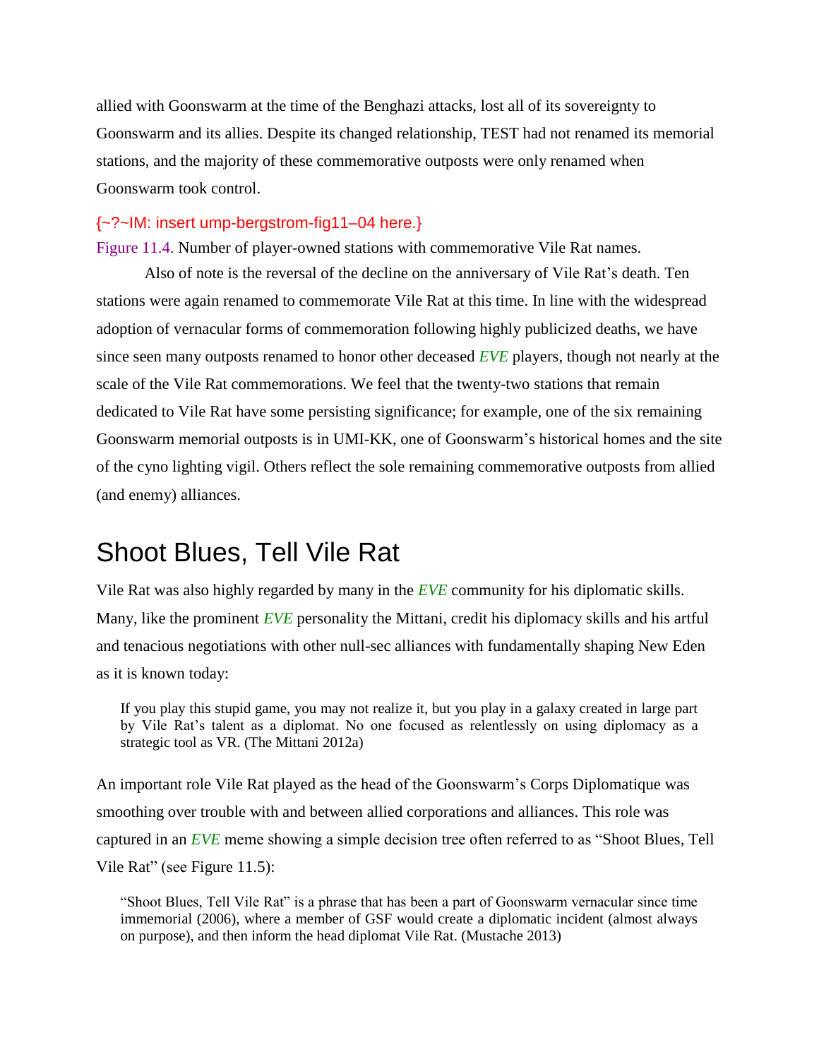allied with Goonswarm at the time of the Benghazi attacks, lost all of its sovereignty to Goonswarm and its allies. Despite its changed relationship, TEST had not renamed its memorial stations, and the majority of these commemorative outposts were only renamed when Goonswarm took control.

{~?~IM: insert ump-bergstrom-fig11–04 here.}

Figure 11.4. Number of player-owned stations with commemorative Vile Rat names.

Also of note is the reversal of the decline on the anniversary of Vile Rat's death. Ten stations were again renamed to commemorate Vile Rat at this time. In line with the widespread adoption of vernacular forms of commemoration following highly publicized deaths, we have since seen many outposts renamed to honor other deceased *EVE* players, though not nearly at the scale of the Vile Rat commemorations. We feel that the twenty-two stations that remain dedicated to Vile Rat have some persisting significance; for example, one of the six remaining Goonswarm memorial outposts is in UMI-KK, one of Goonswarm's historical homes and the site of the cyno lighting vigil. Others reflect the sole remaining commemorative outposts from allied (and enemy) alliances.

## Shoot Blues, Tell Vile Rat

Vile Rat was also highly regarded by many in the *EVE* community for his diplomatic skills. Many, like the prominent *EVE* personality the Mittani, credit his diplomacy skills and his artful and tenacious negotiations with other null-sec alliances with fundamentally shaping New Eden as it is known today:

> If you play this stupid game, you may not realize it, but you play in a galaxy created in large part by Vile Rat's talent as a diplomat. No one focused as relentlessly on using diplomacy as a strategic tool as VR. (The Mittani 2012a)

An important role Vile Rat played as the head of the Goonswarm's Corps Diplomatique was smoothing over trouble with and between allied corporations and alliances. This role was captured in an *EVE* meme showing a simple decision tree often referred to as "Shoot Blues, Tell Vile Rat" (see Figure 11.5):

> "Shoot Blues, Tell Vile Rat" is a phrase that has been a part of Goonswarm vernacular since time immemorial (2006), where a member of GSF would create a diplomatic incident (almost always on purpose), and then inform the head diplomat Vile Rat. (Mustache 2013)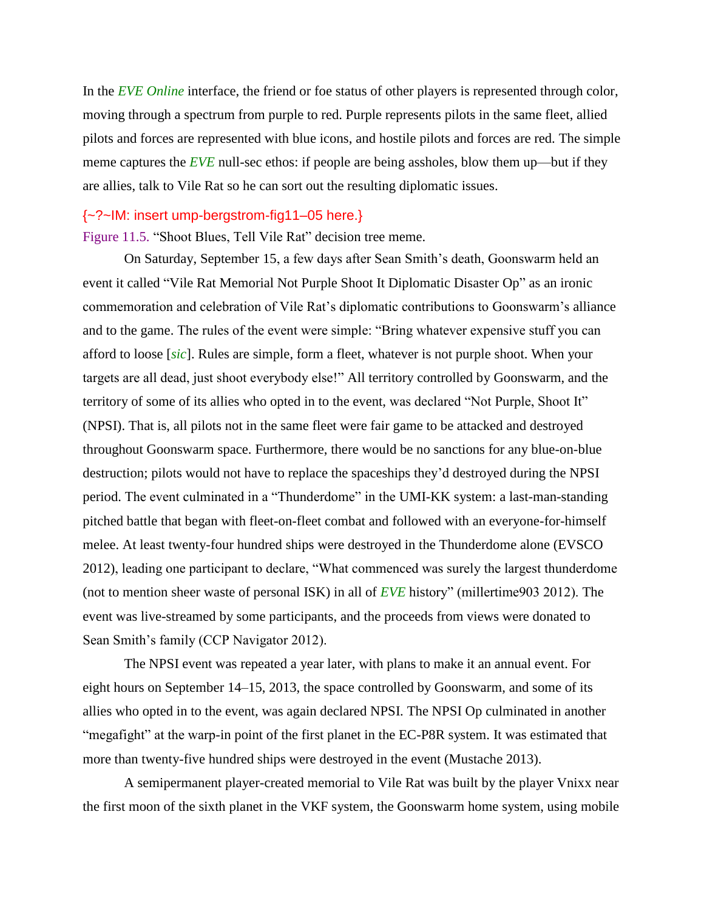In the *EVE Online* interface, the friend or foe status of other players is represented through color, moving through a spectrum from purple to red. Purple represents pilots in the same fleet, allied pilots and forces are represented with blue icons, and hostile pilots and forces are red. The simple meme captures the *EVE* null-sec ethos: if people are being assholes, blow them up—but if they are allies, talk to Vile Rat so he can sort out the resulting diplomatic issues.

{~?~IM: insert ump-bergstrom-fig11–05 here.}

Figure 11.5. “Shoot Blues, Tell Vile Rat” decision tree meme.

On Saturday, September 15, a few days after Sean Smith’s death, Goonswarm held an event it called “Vile Rat Memorial Not Purple Shoot It Diplomatic Disaster Op” as an ironic commemoration and celebration of Vile Rat’s diplomatic contributions to Goonswarm’s alliance and to the game. The rules of the event were simple: “Bring whatever expensive stuff you can afford to loose [*sic*]. Rules are simple, form a fleet, whatever is not purple shoot. When your targets are all dead, just shoot everybody else!” All territory controlled by Goonswarm, and the territory of some of its allies who opted in to the event, was declared “Not Purple, Shoot It” (NPSI). That is, all pilots not in the same fleet were fair game to be attacked and destroyed throughout Goonswarm space. Furthermore, there would be no sanctions for any blue-on-blue destruction; pilots would not have to replace the spaceships they’d destroyed during the NPSI period. The event culminated in a “Thunderdome” in the UMI-KK system: a last-man-standing pitched battle that began with fleet-on-fleet combat and followed with an everyone-for-himself melee. At least twenty-four hundred ships were destroyed in the Thunderdome alone (EVSCO 2012), leading one participant to declare, “What commenced was surely the largest thunderdome (not to mention sheer waste of personal ISK) in all of *EVE* history” (millertime903 2012). The event was live-streamed by some participants, and the proceeds from views were donated to Sean Smith’s family (CCP Navigator 2012).

The NPSI event was repeated a year later, with plans to make it an annual event. For eight hours on September 14–15, 2013, the space controlled by Goonswarm, and some of its allies who opted in to the event, was again declared NPSI. The NPSI Op culminated in another “megafight” at the warp-in point of the first planet in the EC-P8R system. It was estimated that more than twenty-five hundred ships were destroyed in the event (Mustache 2013).

A semipermanent player-created memorial to Vile Rat was built by the player Vnixx near the first moon of the sixth planet in the VKF system, the Goonswarm home system, using mobile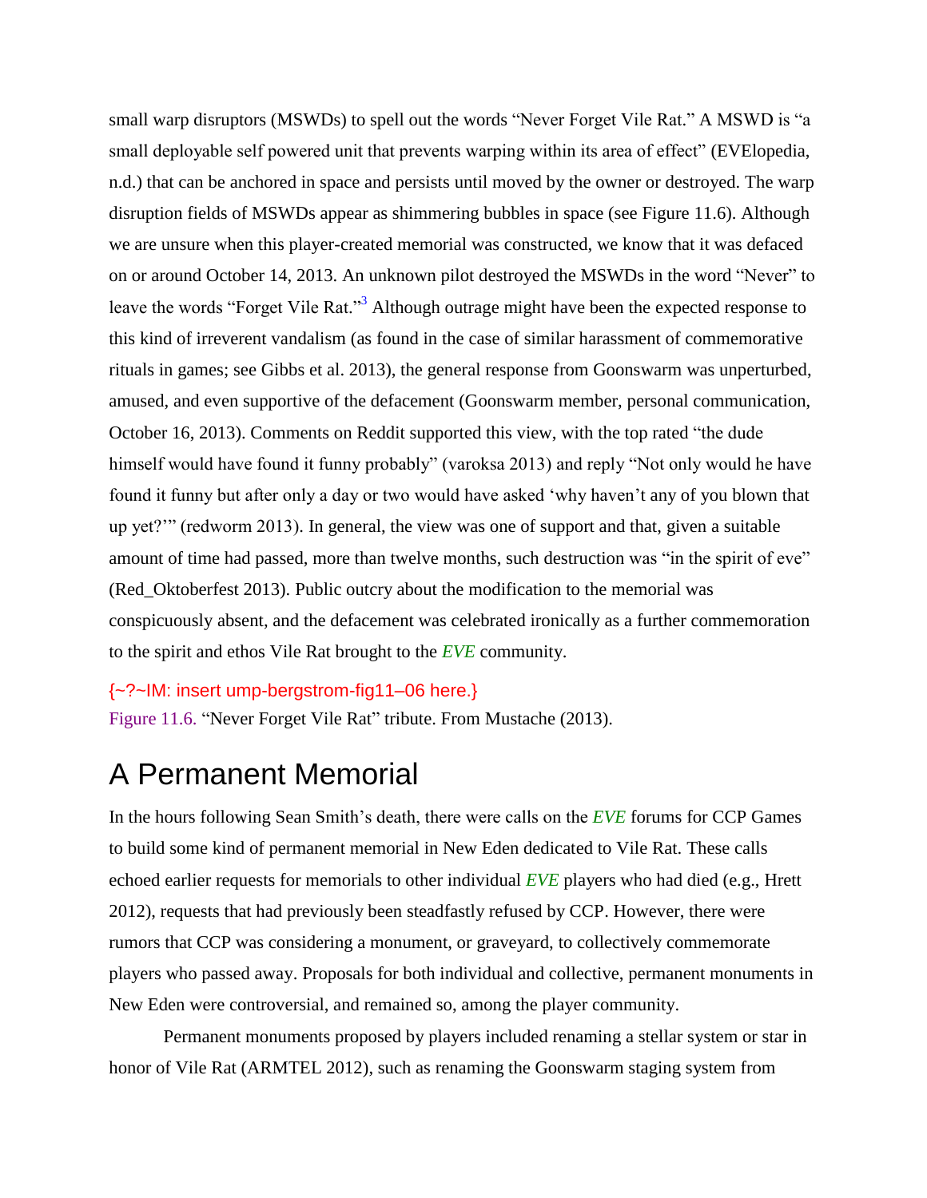small warp disruptors (MSWDs) to spell out the words “Never Forget Vile Rat.” A MSWD is “a small deployable self powered unit that prevents warping within its area of effect” (EVElopedia, n.d.) that can be anchored in space and persists until moved by the owner or destroyed. The warp disruption fields of MSWDs appear as shimmering bubbles in space (see Figure 11.6). Although we are unsure when this player-created memorial was constructed, we know that it was defaced on or around October 14, 2013. An unknown pilot destroyed the MSWDs in the word “Never” to leave the words “Forget Vile Rat.”[3] Although outrage might have been the expected response to this kind of irreverent vandalism (as found in the case of similar harassment of commemorative rituals in games; see Gibbs et al. 2013), the general response from Goonswarm was unperturbed, amused, and even supportive of the defacement (Goonswarm member, personal communication, October 16, 2013). Comments on Reddit supported this view, with the top rated “the dude himself would have found it funny probably” (varoksa 2013) and reply “Not only would he have found it funny but after only a day or two would have asked ‘why haven’t any of you blown that up yet?’” (redworm 2013). In general, the view was one of support and that, given a suitable amount of time had passed, more than twelve months, such destruction was “in the spirit of eve” (Red_Oktoberfest 2013). Public outcry about the modification to the memorial was conspicuously absent, and the defacement was celebrated ironically as a further commemoration to the spirit and ethos Vile Rat brought to the *EVE* community.

{~?~IM: insert ump-bergstrom-fig11–06 here.}

Figure 11.6. “Never Forget Vile Rat” tribute. From Mustache (2013).

# A Permanent Memorial

In the hours following Sean Smith’s death, there were calls on the *EVE* forums for CCP Games to build some kind of permanent memorial in New Eden dedicated to Vile Rat. These calls echoed earlier requests for memorials to other individual *EVE* players who had died (e.g., Hrett 2012), requests that had previously been steadfastly refused by CCP. However, there were rumors that CCP was considering a monument, or graveyard, to collectively commemorate players who passed away. Proposals for both individual and collective, permanent monuments in New Eden were controversial, and remained so, among the player community.

Permanent monuments proposed by players included renaming a stellar system or star in honor of Vile Rat (ARMTEL 2012), such as renaming the Goonswarm staging system from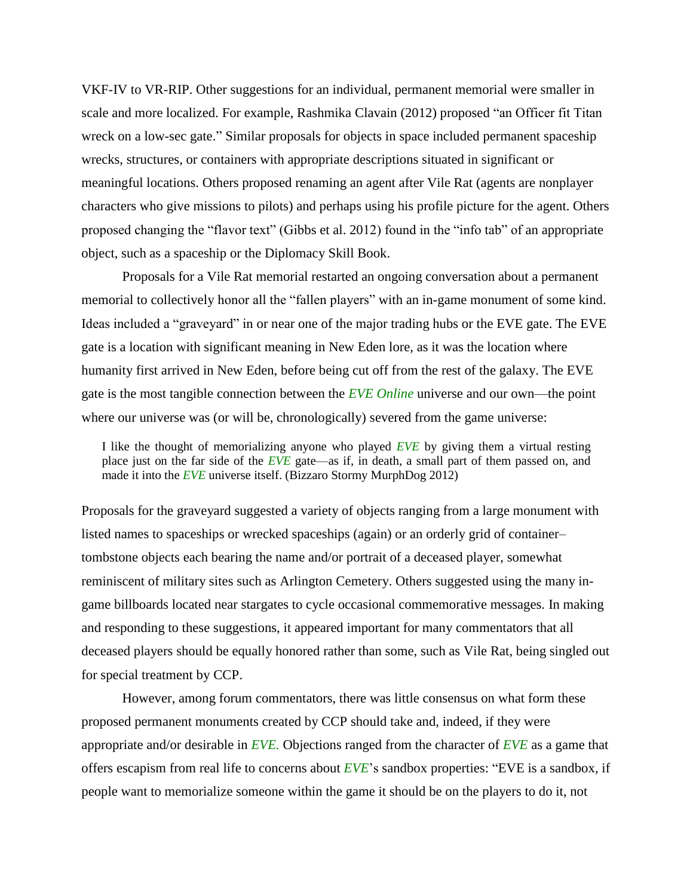VKF-IV to VR-RIP. Other suggestions for an individual, permanent memorial were smaller in scale and more localized. For example, Rashmika Clavain (2012) proposed "an Officer fit Titan wreck on a low-sec gate." Similar proposals for objects in space included permanent spaceship wrecks, structures, or containers with appropriate descriptions situated in significant or meaningful locations. Others proposed renaming an agent after Vile Rat (agents are nonplayer characters who give missions to pilots) and perhaps using his profile picture for the agent. Others proposed changing the "flavor text" (Gibbs et al. 2012) found in the "info tab" of an appropriate object, such as a spaceship or the Diplomacy Skill Book.

Proposals for a Vile Rat memorial restarted an ongoing conversation about a permanent memorial to collectively honor all the "fallen players" with an in-game monument of some kind. Ideas included a "graveyard" in or near one of the major trading hubs or the EVE gate. The EVE gate is a location with significant meaning in New Eden lore, as it was the location where humanity first arrived in New Eden, before being cut off from the rest of the galaxy. The EVE gate is the most tangible connection between the *EVE Online* universe and our own—the point where our universe was (or will be, chronologically) severed from the game universe:

> I like the thought of memorializing anyone who played *EVE* by giving them a virtual resting place just on the far side of the *EVE* gate—as if, in death, a small part of them passed on, and made it into the *EVE* universe itself. (Bizzaro Stormy MurphDog 2012)

Proposals for the graveyard suggested a variety of objects ranging from a large monument with listed names to spaceships or wrecked spaceships (again) or an orderly grid of container–tombstone objects each bearing the name and/or portrait of a deceased player, somewhat reminiscent of military sites such as Arlington Cemetery. Others suggested using the many in-game billboards located near stargates to cycle occasional commemorative messages. In making and responding to these suggestions, it appeared important for many commentators that all deceased players should be equally honored rather than some, such as Vile Rat, being singled out for special treatment by CCP.

However, among forum commentators, there was little consensus on what form these proposed permanent monuments created by CCP should take and, indeed, if they were appropriate and/or desirable in *EVE.* Objections ranged from the character of *EVE* as a game that offers escapism from real life to concerns about *EVE*'s sandbox properties: "EVE is a sandbox, if people want to memorialize someone within the game it should be on the players to do it, not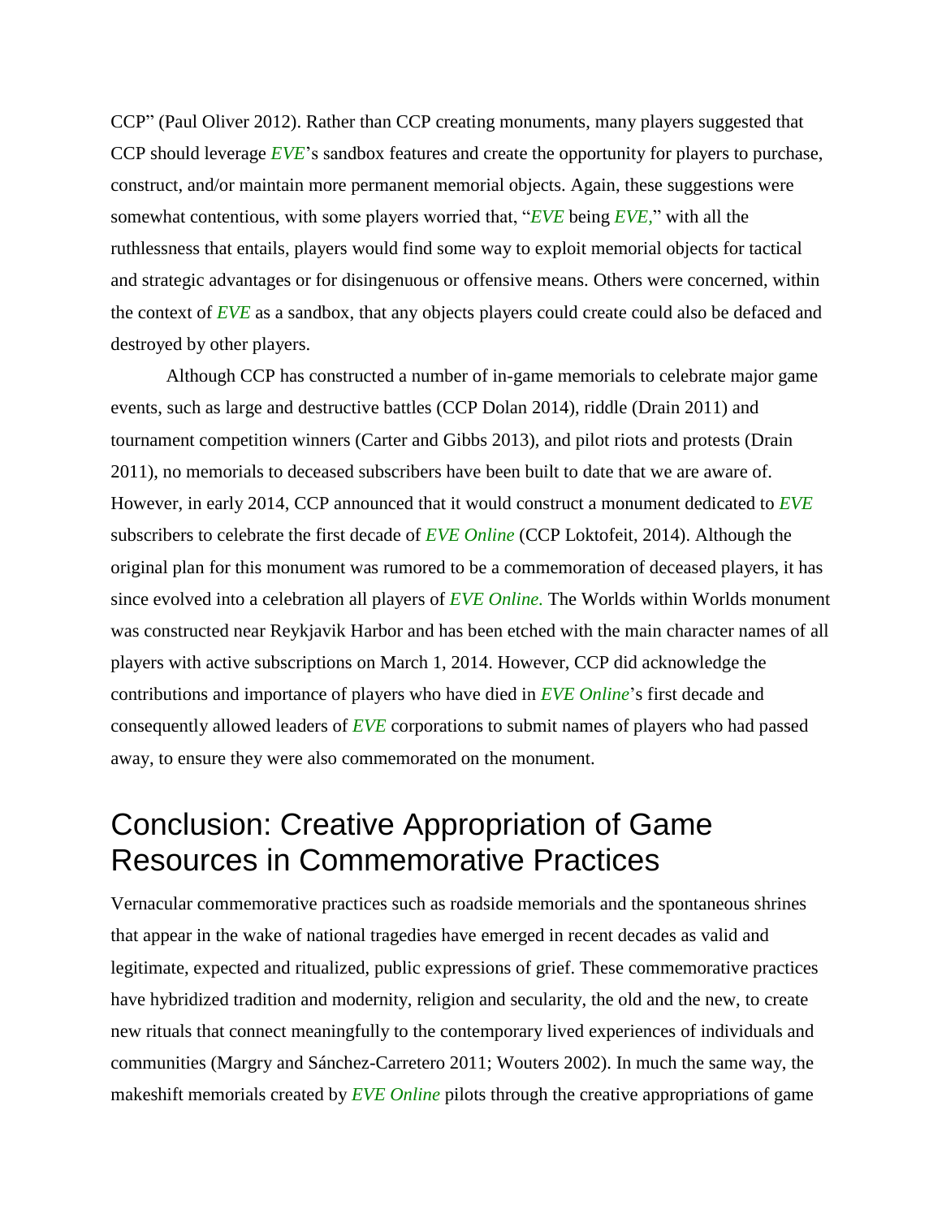CCP" (Paul Oliver 2012). Rather than CCP creating monuments, many players suggested that CCP should leverage *EVE*'s sandbox features and create the opportunity for players to purchase, construct, and/or maintain more permanent memorial objects. Again, these suggestions were somewhat contentious, with some players worried that, "*EVE* being *EVE*," with all the ruthlessness that entails, players would find some way to exploit memorial objects for tactical and strategic advantages or for disingenuous or offensive means. Others were concerned, within the context of *EVE* as a sandbox, that any objects players could create could also be defaced and destroyed by other players.

Although CCP has constructed a number of in-game memorials to celebrate major game events, such as large and destructive battles (CCP Dolan 2014), riddle (Drain 2011) and tournament competition winners (Carter and Gibbs 2013), and pilot riots and protests (Drain 2011), no memorials to deceased subscribers have been built to date that we are aware of. However, in early 2014, CCP announced that it would construct a monument dedicated to *EVE* subscribers to celebrate the first decade of *EVE Online* (CCP Loktofeit, 2014). Although the original plan for this monument was rumored to be a commemoration of deceased players, it has since evolved into a celebration all players of *EVE Online.* The Worlds within Worlds monument was constructed near Reykjavik Harbor and has been etched with the main character names of all players with active subscriptions on March 1, 2014. However, CCP did acknowledge the contributions and importance of players who have died in *EVE Online*'s first decade and consequently allowed leaders of *EVE* corporations to submit names of players who had passed away, to ensure they were also commemorated on the monument.

## Conclusion: Creative Appropriation of Game Resources in Commemorative Practices

Vernacular commemorative practices such as roadside memorials and the spontaneous shrines that appear in the wake of national tragedies have emerged in recent decades as valid and legitimate, expected and ritualized, public expressions of grief. These commemorative practices have hybridized tradition and modernity, religion and secularity, the old and the new, to create new rituals that connect meaningfully to the contemporary lived experiences of individuals and communities (Margry and Sánchez-Carretero 2011; Wouters 2002). In much the same way, the makeshift memorials created by *EVE Online* pilots through the creative appropriations of game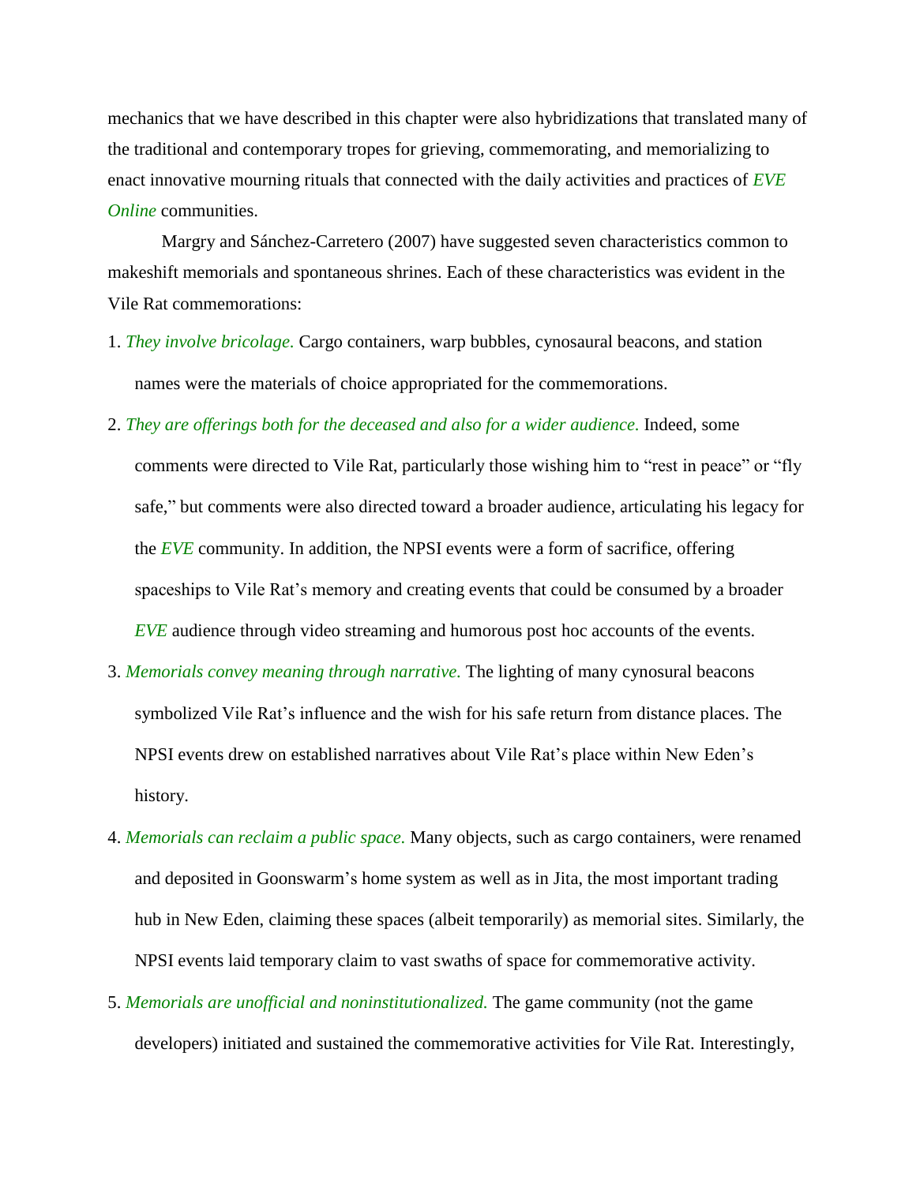mechanics that we have described in this chapter were also hybridizations that translated many of the traditional and contemporary tropes for grieving, commemorating, and memorializing to enact innovative mourning rituals that connected with the daily activities and practices of *EVE Online* communities.

Margry and Sánchez-Carretero (2007) have suggested seven characteristics common to makeshift memorials and spontaneous shrines. Each of these characteristics was evident in the Vile Rat commemorations:

1. *They involve bricolage.* Cargo containers, warp bubbles, cynosaural beacons, and station names were the materials of choice appropriated for the commemorations.
2. *They are offerings both for the deceased and also for a wider audience.* Indeed, some comments were directed to Vile Rat, particularly those wishing him to "rest in peace" or "fly safe," but comments were also directed toward a broader audience, articulating his legacy for the *EVE* community. In addition, the NPSI events were a form of sacrifice, offering spaceships to Vile Rat's memory and creating events that could be consumed by a broader *EVE* audience through video streaming and humorous post hoc accounts of the events.
3. *Memorials convey meaning through narrative.* The lighting of many cynosural beacons symbolized Vile Rat's influence and the wish for his safe return from distance places. The NPSI events drew on established narratives about Vile Rat's place within New Eden's history.
4. *Memorials can reclaim a public space.* Many objects, such as cargo containers, were renamed and deposited in Goonswarm's home system as well as in Jita, the most important trading hub in New Eden, claiming these spaces (albeit temporarily) as memorial sites. Similarly, the NPSI events laid temporary claim to vast swaths of space for commemorative activity.
5. *Memorials are unofficial and noninstitutionalized.* The game community (not the game developers) initiated and sustained the commemorative activities for Vile Rat. Interestingly,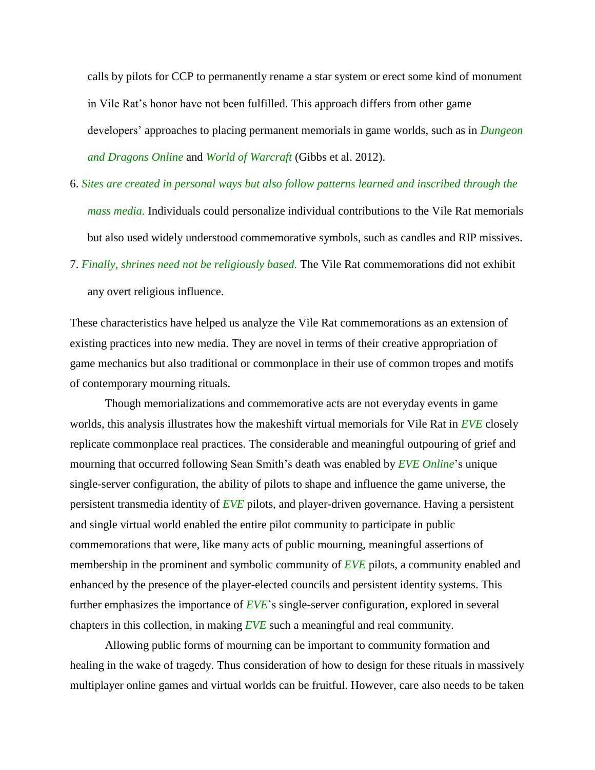calls by pilots for CCP to permanently rename a star system or erect some kind of monument in Vile Rat's honor have not been fulfilled. This approach differs from other game developers' approaches to placing permanent memorials in game worlds, such as in *Dungeon and Dragons Online* and *World of Warcraft* (Gibbs et al. 2012).

6. *Sites are created in personal ways but also follow patterns learned and inscribed through the mass media.* Individuals could personalize individual contributions to the Vile Rat memorials but also used widely understood commemorative symbols, such as candles and RIP missives.
7. *Finally, shrines need not be religiously based.* The Vile Rat commemorations did not exhibit any overt religious influence.

These characteristics have helped us analyze the Vile Rat commemorations as an extension of existing practices into new media. They are novel in terms of their creative appropriation of game mechanics but also traditional or commonplace in their use of common tropes and motifs of contemporary mourning rituals.

Though memorializations and commemorative acts are not everyday events in game worlds, this analysis illustrates how the makeshift virtual memorials for Vile Rat in *EVE* closely replicate commonplace real practices. The considerable and meaningful outpouring of grief and mourning that occurred following Sean Smith's death was enabled by *EVE Online*'s unique single-server configuration, the ability of pilots to shape and influence the game universe, the persistent transmedia identity of *EVE* pilots, and player-driven governance. Having a persistent and single virtual world enabled the entire pilot community to participate in public commemorations that were, like many acts of public mourning, meaningful assertions of membership in the prominent and symbolic community of *EVE* pilots, a community enabled and enhanced by the presence of the player-elected councils and persistent identity systems. This further emphasizes the importance of *EVE*'s single-server configuration, explored in several chapters in this collection, in making *EVE* such a meaningful and real community.

Allowing public forms of mourning can be important to community formation and healing in the wake of tragedy. Thus consideration of how to design for these rituals in massively multiplayer online games and virtual worlds can be fruitful. However, care also needs to be taken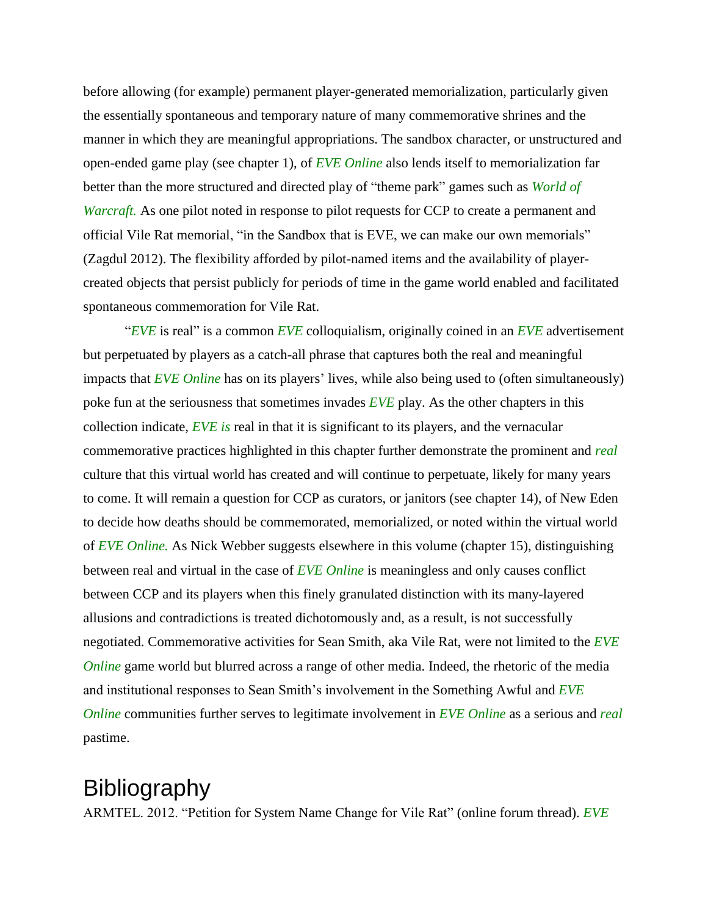before allowing (for example) permanent player-generated memorialization, particularly given the essentially spontaneous and temporary nature of many commemorative shrines and the manner in which they are meaningful appropriations. The sandbox character, or unstructured and open-ended game play (see chapter 1), of *EVE Online* also lends itself to memorialization far better than the more structured and directed play of "theme park" games such as *World of Warcraft.* As one pilot noted in response to pilot requests for CCP to create a permanent and official Vile Rat memorial, "in the Sandbox that is EVE, we can make our own memorials" (Zagdul 2012). The flexibility afforded by pilot-named items and the availability of player-created objects that persist publicly for periods of time in the game world enabled and facilitated spontaneous commemoration for Vile Rat.

"*EVE* is real" is a common *EVE* colloquialism, originally coined in an *EVE* advertisement but perpetuated by players as a catch-all phrase that captures both the real and meaningful impacts that *EVE Online* has on its players' lives, while also being used to (often simultaneously) poke fun at the seriousness that sometimes invades *EVE* play. As the other chapters in this collection indicate, *EVE is* real in that it is significant to its players, and the vernacular commemorative practices highlighted in this chapter further demonstrate the prominent and *real* culture that this virtual world has created and will continue to perpetuate, likely for many years to come. It will remain a question for CCP as curators, or janitors (see chapter 14), of New Eden to decide how deaths should be commemorated, memorialized, or noted within the virtual world of *EVE Online.* As Nick Webber suggests elsewhere in this volume (chapter 15), distinguishing between real and virtual in the case of *EVE Online* is meaningless and only causes conflict between CCP and its players when this finely granulated distinction with its many-layered allusions and contradictions is treated dichotomously and, as a result, is not successfully negotiated. Commemorative activities for Sean Smith, aka Vile Rat, were not limited to the *EVE Online* game world but blurred across a range of other media. Indeed, the rhetoric of the media and institutional responses to Sean Smith's involvement in the Something Awful and *EVE Online* communities further serves to legitimate involvement in *EVE Online* as a serious and *real* pastime.

# Bibliography

ARMTEL. 2012. "Petition for System Name Change for Vile Rat" (online forum thread). *EVE*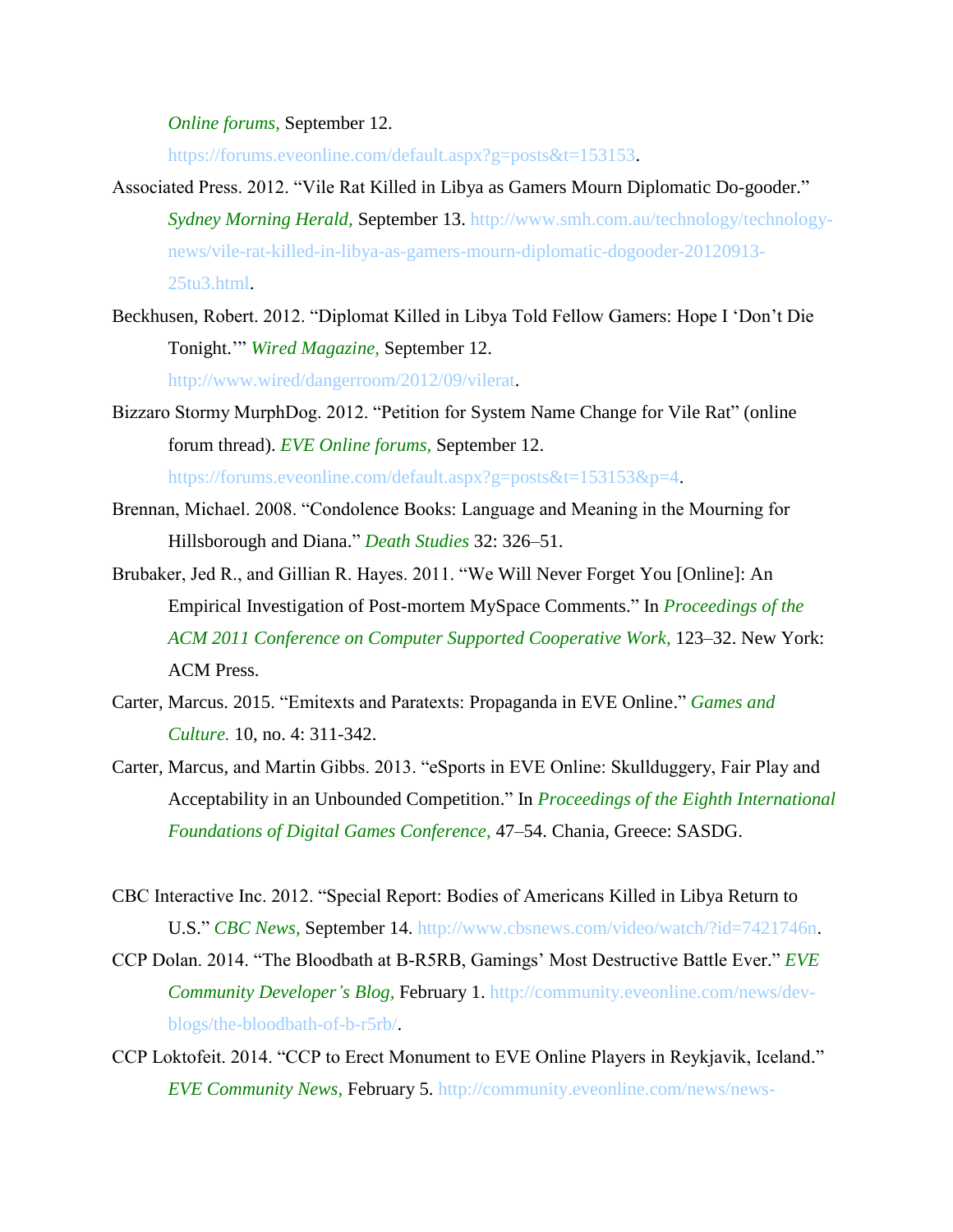*Online forums,* September 12. https://forums.eveonline.com/default.aspx?g=posts&t=153153.

Associated Press. 2012. "Vile Rat Killed in Libya as Gamers Mourn Diplomatic Do-gooder." *Sydney Morning Herald,* September 13. http://www.smh.com.au/technology/technology-news/vile-rat-killed-in-libya-as-gamers-mourn-diplomatic-dogooder-20120913-25tu3.html.

Beckhusen, Robert. 2012. "Diplomat Killed in Libya Told Fellow Gamers: Hope I 'Don't Die Tonight.'" *Wired Magazine,* September 12. http://www.wired/dangerroom/2012/09/vilerat.

Bizzaro Stormy MurphDog. 2012. "Petition for System Name Change for Vile Rat" (online forum thread). *EVE Online forums,* September 12. https://forums.eveonline.com/default.aspx?g=posts&t=153153&p=4.

Brennan, Michael. 2008. "Condolence Books: Language and Meaning in the Mourning for Hillsborough and Diana." *Death Studies* 32: 326–51.

Brubaker, Jed R., and Gillian R. Hayes. 2011. "We Will Never Forget You [Online]: An Empirical Investigation of Post-mortem MySpace Comments." In *Proceedings of the ACM 2011 Conference on Computer Supported Cooperative Work,* 123–32. New York: ACM Press.

Carter, Marcus. 2015. "Emitexts and Paratexts: Propaganda in EVE Online." *Games and Culture.* 10, no. 4: 311-342.

Carter, Marcus, and Martin Gibbs. 2013. "eSports in EVE Online: Skullduggery, Fair Play and Acceptability in an Unbounded Competition." In *Proceedings of the Eighth International Foundations of Digital Games Conference,* 47–54. Chania, Greece: SASDG.

CBC Interactive Inc. 2012. "Special Report: Bodies of Americans Killed in Libya Return to U.S." *CBC News,* September 14. http://www.cbsnews.com/video/watch/?id=7421746n.

CCP Dolan. 2014. "The Bloodbath at B-R5RB, Gamings' Most Destructive Battle Ever." *EVE Community Developer's Blog,* February 1. http://community.eveonline.com/news/dev-blogs/the-bloodbath-of-b-r5rb/.

CCP Loktofeit. 2014. "CCP to Erect Monument to EVE Online Players in Reykjavik, Iceland." *EVE Community News,* February 5. http://community.eveonline.com/news/news-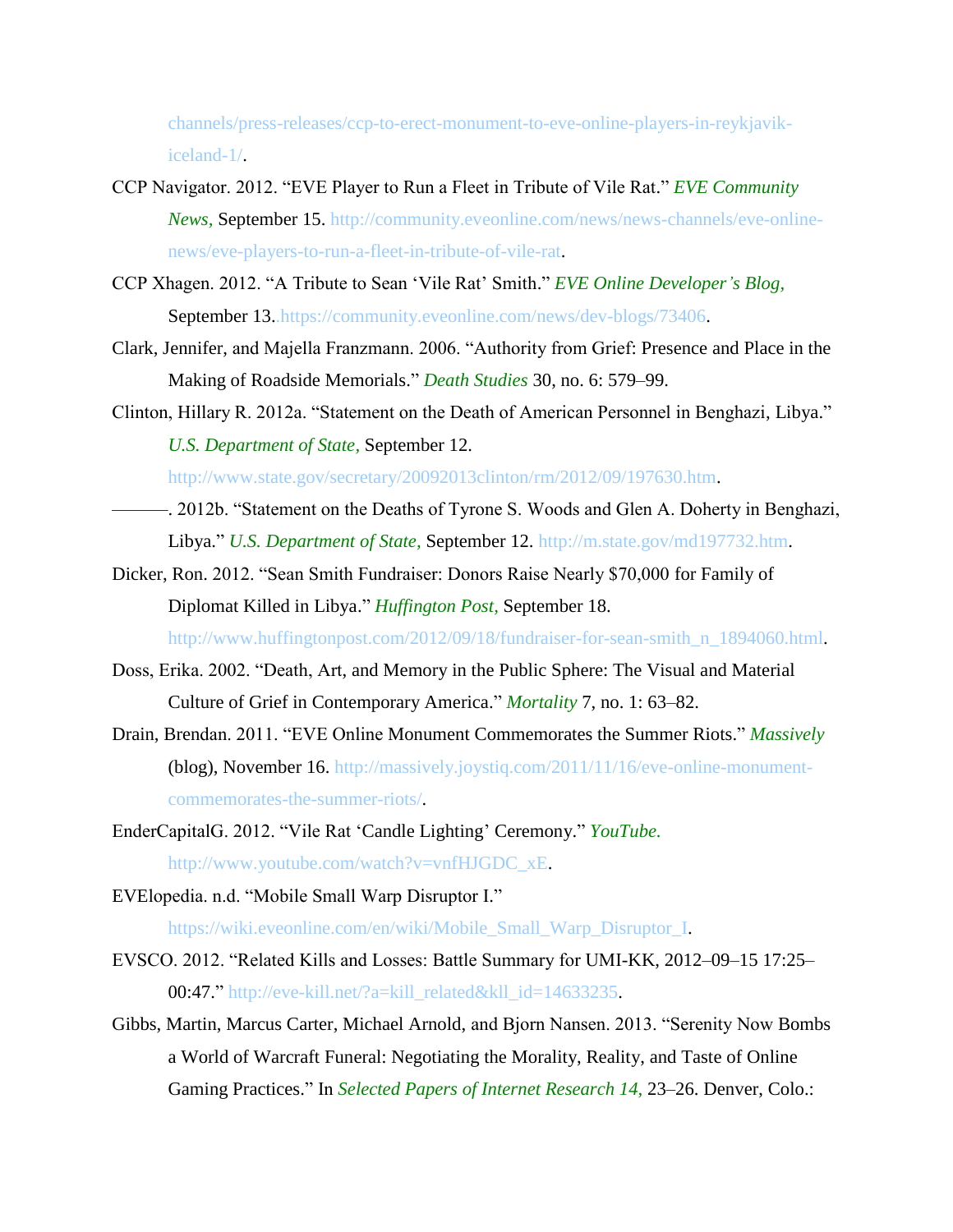channels/press-releases/ccp-to-erect-monument-to-eve-online-players-in-reykjavik-iceland-1/.

CCP Navigator. 2012. "EVE Player to Run a Fleet in Tribute of Vile Rat." *EVE Community News,* September 15. http://community.eveonline.com/news/news-channels/eve-online-news/eve-players-to-run-a-fleet-in-tribute-of-vile-rat.

CCP Xhagen. 2012. "A Tribute to Sean 'Vile Rat' Smith." *EVE Online Developer's Blog,* September 13. https://community.eveonline.com/news/dev-blogs/73406.

Clark, Jennifer, and Majella Franzmann. 2006. "Authority from Grief: Presence and Place in the Making of Roadside Memorials." *Death Studies* 30, no. 6: 579–99.

Clinton, Hillary R. 2012a. "Statement on the Death of American Personnel in Benghazi, Libya." *U.S. Department of State,* September 12. http://www.state.gov/secretary/20092013clinton/rm/2012/09/197630.htm.

———. 2012b. "Statement on the Deaths of Tyrone S. Woods and Glen A. Doherty in Benghazi, Libya." *U.S. Department of State,* September 12. http://m.state.gov/md197732.htm.

Dicker, Ron. 2012. "Sean Smith Fundraiser: Donors Raise Nearly $70,000 for Family of Diplomat Killed in Libya." *Huffington Post,* September 18. http://www.huffingtonpost.com/2012/09/18/fundraiser-for-sean-smith_n_1894060.html.

Doss, Erika. 2002. "Death, Art, and Memory in the Public Sphere: The Visual and Material Culture of Grief in Contemporary America." *Mortality* 7, no. 1: 63–82.

Drain, Brendan. 2011. "EVE Online Monument Commemorates the Summer Riots." *Massively* (blog), November 16. http://massively.joystiq.com/2011/11/16/eve-online-monument-commemorates-the-summer-riots/.

EnderCapitalG. 2012. "Vile Rat 'Candle Lighting' Ceremony." *YouTube.* http://www.youtube.com/watch?v=vnfHJGDC_xE.

EVElopedia. n.d. "Mobile Small Warp Disruptor I." https://wiki.eveonline.com/en/wiki/Mobile_Small_Warp_Disruptor_I.

EVSCO. 2012. "Related Kills and Losses: Battle Summary for UMI-KK, 2012–09–15 17:25–00:47." http://eve-kill.net/?a=kill_related&kll_id=14633235.

Gibbs, Martin, Marcus Carter, Michael Arnold, and Bjorn Nansen. 2013. "Serenity Now Bombs a World of Warcraft Funeral: Negotiating the Morality, Reality, and Taste of Online Gaming Practices." In *Selected Papers of Internet Research 14,* 23–26. Denver, Colo.: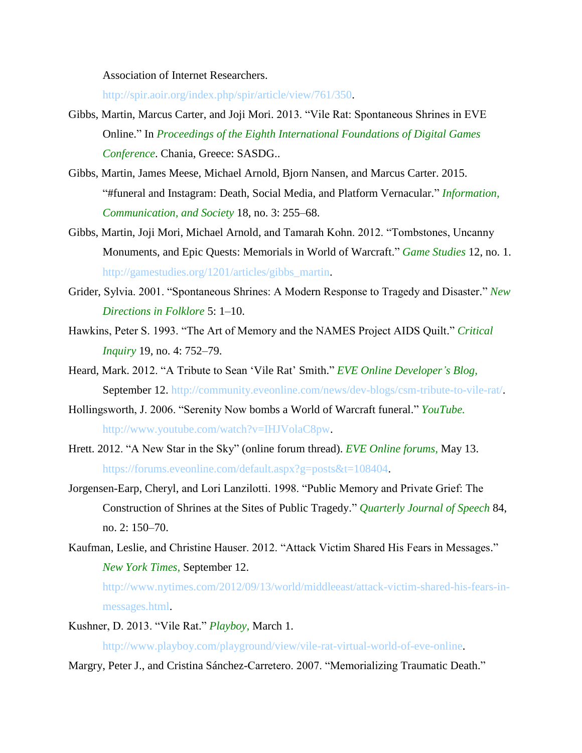Association of Internet Researchers. http://spir.aoir.org/index.php/spir/article/view/761/350.

Gibbs, Martin, Marcus Carter, and Joji Mori. 2013. "Vile Rat: Spontaneous Shrines in EVE Online." In *Proceedings of the Eighth International Foundations of Digital Games Conference*. Chania, Greece: SASDG..

Gibbs, Martin, James Meese, Michael Arnold, Bjorn Nansen, and Marcus Carter. 2015. "#funeral and Instagram: Death, Social Media, and Platform Vernacular." *Information, Communication, and Society* 18, no. 3: 255–68.

Gibbs, Martin, Joji Mori, Michael Arnold, and Tamarah Kohn. 2012. "Tombstones, Uncanny Monuments, and Epic Quests: Memorials in World of Warcraft." *Game Studies* 12, no. 1. http://gamestudies.org/1201/articles/gibbs_martin.

Grider, Sylvia. 2001. "Spontaneous Shrines: A Modern Response to Tragedy and Disaster." *New Directions in Folklore* 5: 1–10.

Hawkins, Peter S. 1993. "The Art of Memory and the NAMES Project AIDS Quilt." *Critical Inquiry* 19, no. 4: 752–79.

Heard, Mark. 2012. "A Tribute to Sean 'Vile Rat' Smith." *EVE Online Developer's Blog,* September 12. http://community.eveonline.com/news/dev-blogs/csm-tribute-to-vile-rat/.

Hollingsworth, J. 2006. "Serenity Now bombs a World of Warcraft funeral." *YouTube.* http://www.youtube.com/watch?v=IHJVolaC8pw.

Hrett. 2012. "A New Star in the Sky" (online forum thread). *EVE Online forums,* May 13. https://forums.eveonline.com/default.aspx?g=posts&t=108404.

Jorgensen-Earp, Cheryl, and Lori Lanzilotti. 1998. "Public Memory and Private Grief: The Construction of Shrines at the Sites of Public Tragedy." *Quarterly Journal of Speech* 84, no. 2: 150–70.

Kaufman, Leslie, and Christine Hauser. 2012. "Attack Victim Shared His Fears in Messages." *New York Times,* September 12. http://www.nytimes.com/2012/09/13/world/middleeast/attack-victim-shared-his-fears-in-messages.html.

Kushner, D. 2013. "Vile Rat." *Playboy,* March 1. http://www.playboy.com/playground/view/vile-rat-virtual-world-of-eve-online.

Margry, Peter J., and Cristina Sánchez-Carretero. 2007. "Memorializing Traumatic Death."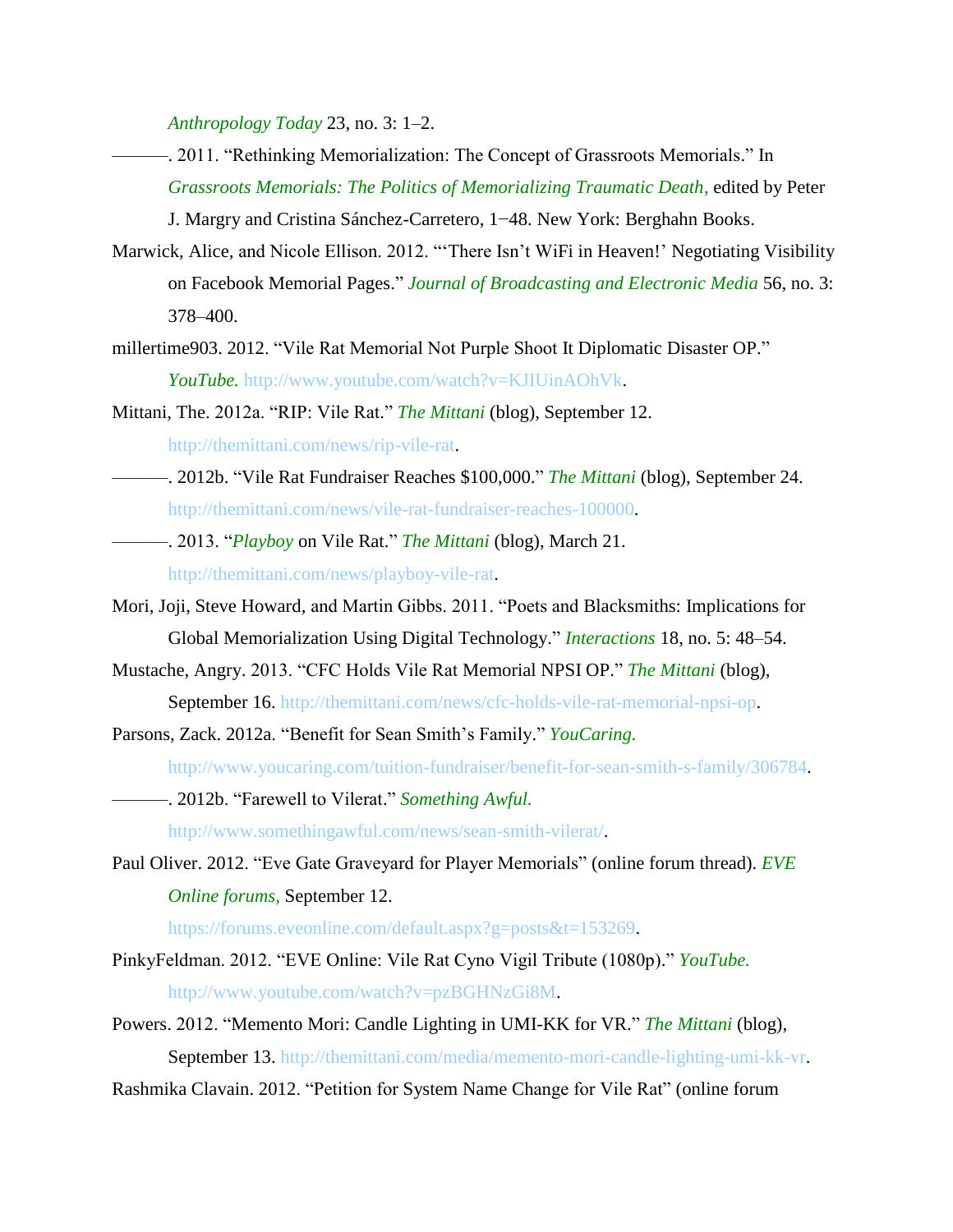*Anthropology Today* 23, no. 3: 1–2.

———. 2011. "Rethinking Memorialization: The Concept of Grassroots Memorials." In *Grassroots Memorials: The Politics of Memorializing Traumatic Death*, edited by Peter J. Margry and Cristina Sánchez-Carretero, 1−48. New York: Berghahn Books.

Marwick, Alice, and Nicole Ellison. 2012. "'There Isn't WiFi in Heaven!' Negotiating Visibility on Facebook Memorial Pages." *Journal of Broadcasting and Electronic Media* 56, no. 3: 378–400.

millertime903. 2012. "Vile Rat Memorial Not Purple Shoot It Diplomatic Disaster OP." *YouTube.* http://www.youtube.com/watch?v=KJIUinAOhVk.

Mittani, The. 2012a. "RIP: Vile Rat." *The Mittani* (blog), September 12. http://themittani.com/news/rip-vile-rat.

———. 2012b. "Vile Rat Fundraiser Reaches $100,000." *The Mittani* (blog), September 24. http://themittani.com/news/vile-rat-fundraiser-reaches-100000.

———. 2013. "*Playboy* on Vile Rat." *The Mittani* (blog), March 21. http://themittani.com/news/playboy-vile-rat.

Mori, Joji, Steve Howard, and Martin Gibbs. 2011. "Poets and Blacksmiths: Implications for Global Memorialization Using Digital Technology." *Interactions* 18, no. 5: 48–54.

Mustache, Angry. 2013. "CFC Holds Vile Rat Memorial NPSI OP." *The Mittani* (blog), September 16. http://themittani.com/news/cfc-holds-vile-rat-memorial-npsi-op.

Parsons, Zack. 2012a. "Benefit for Sean Smith's Family." *YouCaring.* http://www.youcaring.com/tuition-fundraiser/benefit-for-sean-smith-s-family/306784.

———. 2012b. "Farewell to Vilerat." *Something Awful.* http://www.somethingawful.com/news/sean-smith-vilerat/.

Paul Oliver. 2012. "Eve Gate Graveyard for Player Memorials" (online forum thread). *EVE Online forums,* September 12. https://forums.eveonline.com/default.aspx?g=posts&t=153269.

PinkyFeldman. 2012. "EVE Online: Vile Rat Cyno Vigil Tribute (1080p)." *YouTube.* http://www.youtube.com/watch?v=pzBGHNzGi8M.

Powers. 2012. "Memento Mori: Candle Lighting in UMI-KK for VR." *The Mittani* (blog), September 13. http://themittani.com/media/memento-mori-candle-lighting-umi-kk-vr.

Rashmika Clavain. 2012. "Petition for System Name Change for Vile Rat" (online forum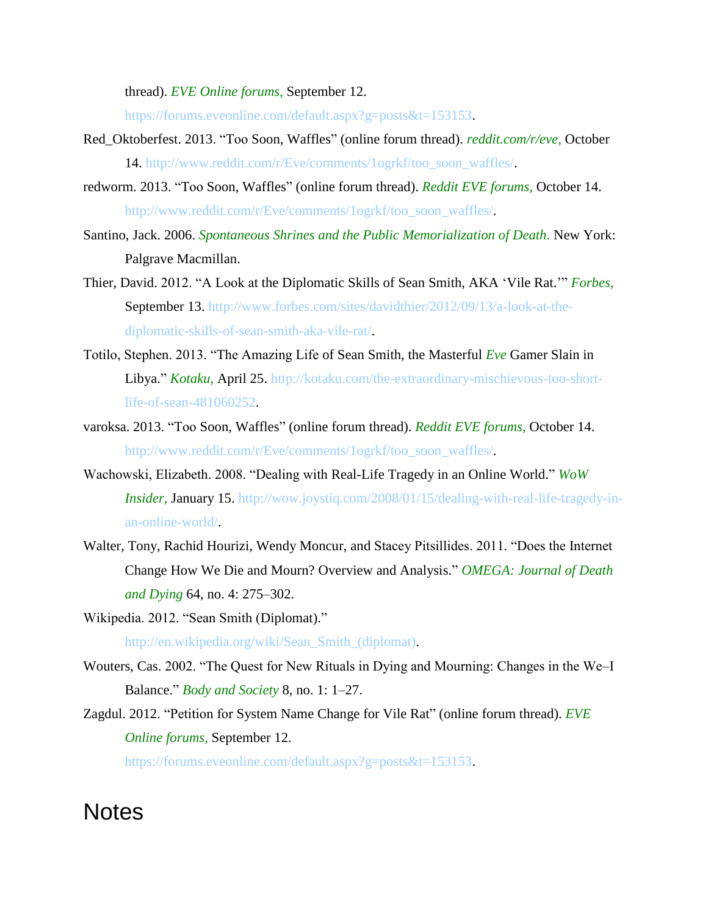thread). *EVE Online forums,* September 12. https://forums.eveonline.com/default.aspx?g=posts&t=153153.

Red_Oktoberfest. 2013. "Too Soon, Waffles" (online forum thread). *reddit.com/r/eve,* October 14. http://www.reddit.com/r/Eve/comments/1ogrkf/too_soon_waffles/.

redworm. 2013. "Too Soon, Waffles" (online forum thread). *Reddit EVE forums,* October 14. http://www.reddit.com/r/Eve/comments/1ogrkf/too_soon_waffles/.

Santino, Jack. 2006. *Spontaneous Shrines and the Public Memorialization of Death.* New York: Palgrave Macmillan.

Thier, David. 2012. "A Look at the Diplomatic Skills of Sean Smith, AKA 'Vile Rat.'" *Forbes,* September 13. http://www.forbes.com/sites/davidthier/2012/09/13/a-look-at-the-diplomatic-skills-of-sean-smith-aka-vile-rat/.

Totilo, Stephen. 2013. "The Amazing Life of Sean Smith, the Masterful *Eve* Gamer Slain in Libya." *Kotaku,* April 25. http://kotaku.com/the-extraordinary-mischievous-too-short-life-of-sean-481060252.

varoksa. 2013. "Too Soon, Waffles" (online forum thread). *Reddit EVE forums,* October 14. http://www.reddit.com/r/Eve/comments/1ogrkf/too_soon_waffles/.

Wachowski, Elizabeth. 2008. "Dealing with Real-Life Tragedy in an Online World." *WoW Insider,* January 15. http://wow.joystiq.com/2008/01/15/dealing-with-real-life-tragedy-in-an-online-world/.

Walter, Tony, Rachid Hourizi, Wendy Moncur, and Stacey Pitsillides. 2011. "Does the Internet Change How We Die and Mourn? Overview and Analysis." *OMEGA: Journal of Death and Dying* 64, no. 4: 275–302.

Wikipedia. 2012. "Sean Smith (Diplomat)." http://en.wikipedia.org/wiki/Sean_Smith_(diplomat).

Wouters, Cas. 2002. "The Quest for New Rituals in Dying and Mourning: Changes in the We–I Balance." *Body and Society* 8, no. 1: 1–27.

Zagdul. 2012. "Petition for System Name Change for Vile Rat" (online forum thread). *EVE Online forums,* September 12. https://forums.eveonline.com/default.aspx?g=posts&t=153153.

# Notes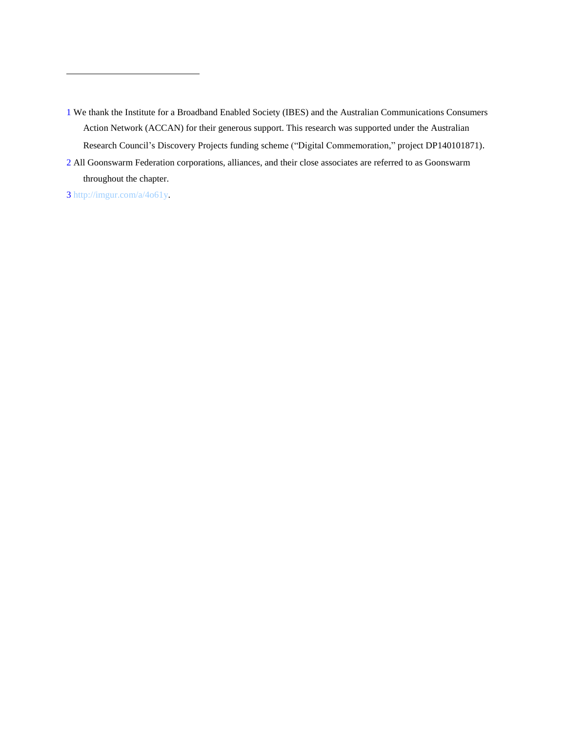[1] We thank the Institute for a Broadband Enabled Society (IBES) and the Australian Communications Consumers Action Network (ACCAN) for their generous support. This research was supported under the Australian Research Council's Discovery Projects funding scheme ("Digital Commemoration," project DP140101871).

[2] All Goonswarm Federation corporations, alliances, and their close associates are referred to as Goonswarm throughout the chapter.

[3] http://imgur.com/a/4o61y.